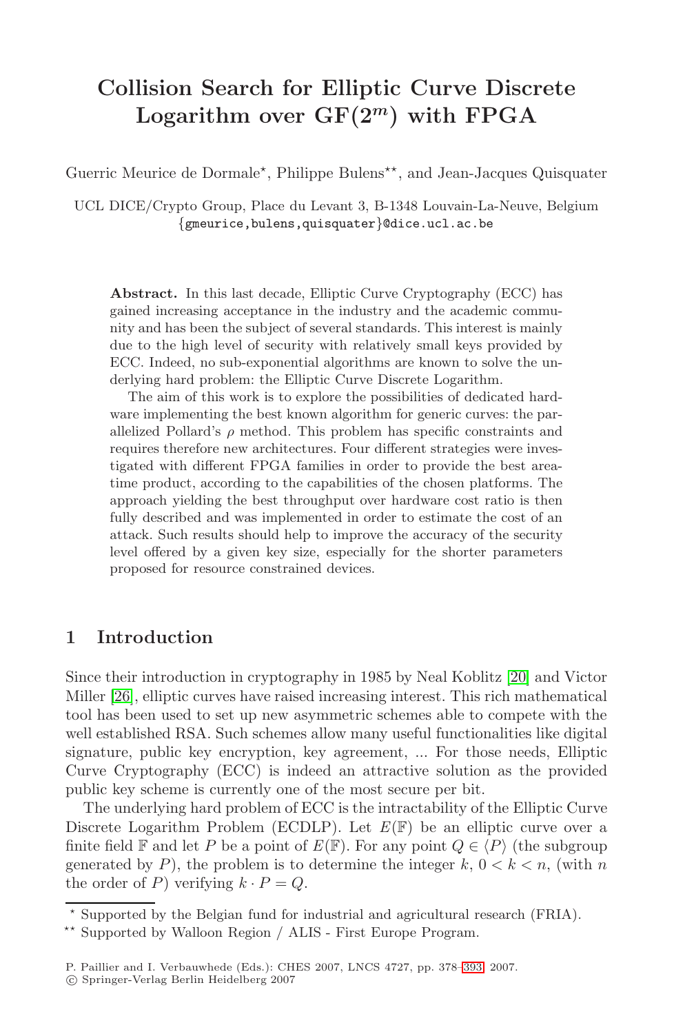# Collision Search for Elliptic Curve Discrete Logarithm over GF($2^m$) with FPGA

Guerric Meurice de Dormale*, Philippe Bulens**, and Jean-Jacques Quisquater

UCL DICE/Crypto Group, Place du Levant 3, B-1348 Louvain-La-Neuve, Belgium
{gmeurice,bulens,quisquater}@dice.ucl.ac.be

**Abstract.** In this last decade, Elliptic Curve Cryptography (ECC) has gained increasing acceptance in the industry and the academic community and has been the subject of several standards. This interest is mainly due to the high level of security with relatively small keys provided by ECC. Indeed, no sub-exponential algorithms are known to solve the underlying hard problem: the Elliptic Curve Discrete Logarithm.

The aim of this work is to explore the possibilities of dedicated hardware implementing the best known algorithm for generic curves: the parallelized Pollard's $\rho$ method. This problem has specific constraints and requires therefore new architectures. Four different strategies were investigated with different FPGA families in order to provide the best area-time product, according to the capabilities of the chosen platforms. The approach yielding the best throughput over hardware cost ratio is then fully described and was implemented in order to estimate the cost of an attack. Such results should help to improve the accuracy of the security level offered by a given key size, especially for the shorter parameters proposed for resource constrained devices.

## 1 Introduction

Since their introduction in cryptography in 1985 by Neal Koblitz [20] and Victor Miller [26], elliptic curves have raised increasing interest. This rich mathematical tool has been used to set up new asymmetric schemes able to compete with the well established RSA. Such schemes allow many useful functionalities like digital signature, public key encryption, key agreement, ... For those needs, Elliptic Curve Cryptography (ECC) is indeed an attractive solution as the provided public key scheme is currently one of the most secure per bit.

The underlying hard problem of ECC is the intractability of the Elliptic Curve Discrete Logarithm Problem (ECDLP). Let $E(\mathbb{F})$ be an elliptic curve over a finite field $\mathbb{F}$ and let $P$ be a point of $E(\mathbb{F})$. For any point $Q \in \langle P \rangle$ (the subgroup generated by $P$), the problem is to determine the integer $k$, $0 < k < n$, (with $n$ the order of $P$) verifying $k \cdot P = Q$.

* Supported by the Belgian fund for industrial and agricultural research (FRIA).

** Supported by Walloon Region / ALIS - First Europe Program.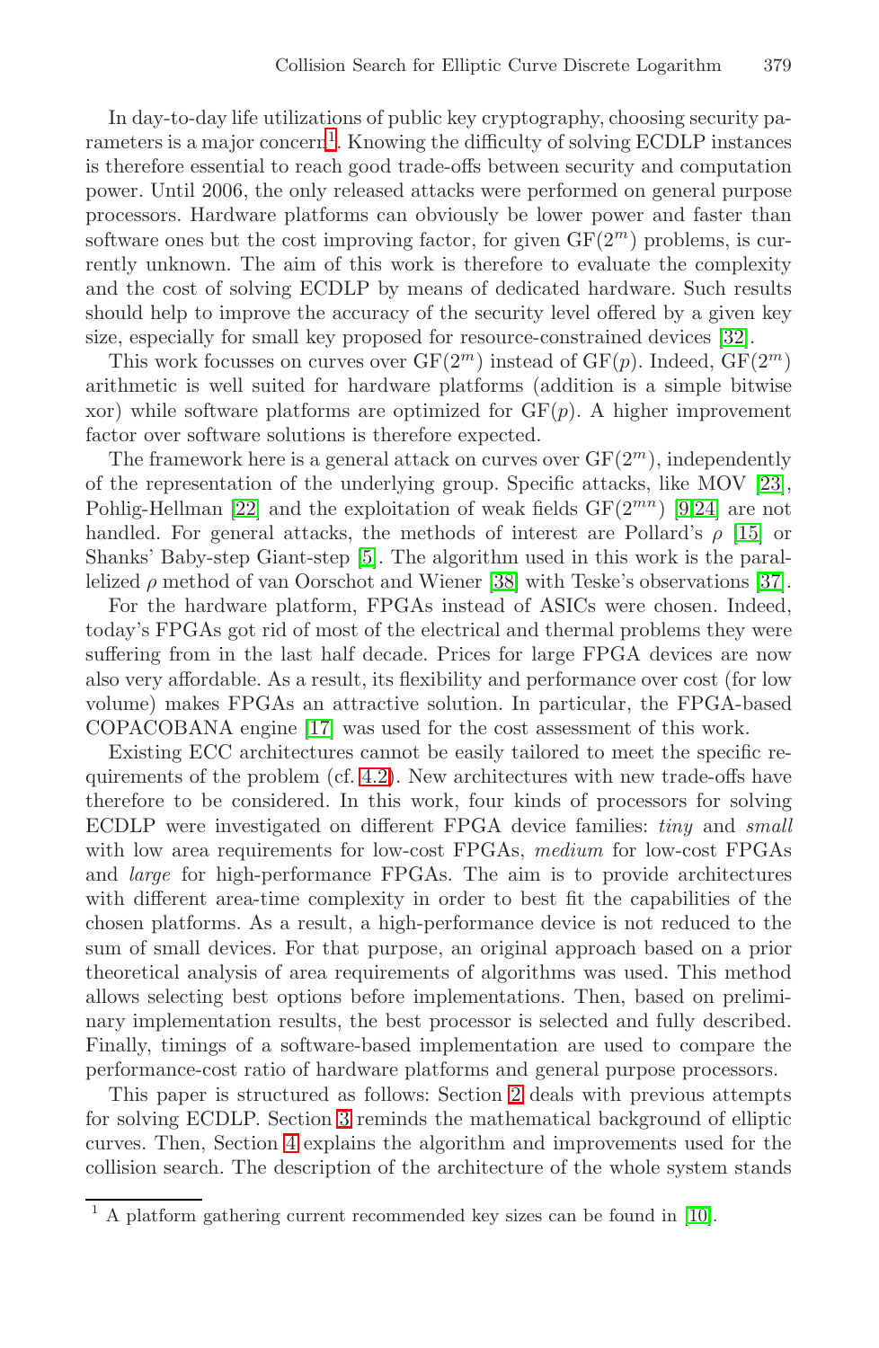In day-to-day life utilizations of public key cryptography, choosing security parameters is a major concern[1]. Knowing the difficulty of solving ECDLP instances is therefore essential to reach good trade-offs between security and computation power. Until 2006, the only released attacks were performed on general purpose processors. Hardware platforms can obviously be lower power and faster than software ones but the cost improving factor, for given $\mathrm{GF}(2^m)$ problems, is currently unknown. The aim of this work is therefore to evaluate the complexity and the cost of solving ECDLP by means of dedicated hardware. Such results should help to improve the accuracy of the security level offered by a given key size, especially for small key proposed for resource-constrained devices [32].

This work focusses on curves over $\mathrm{GF}(2^m)$ instead of $\mathrm{GF}(p)$. Indeed, $\mathrm{GF}(2^m)$ arithmetic is well suited for hardware platforms (addition is a simple bitwise xor) while software platforms are optimized for $\mathrm{GF}(p)$. A higher improvement factor over software solutions is therefore expected.

The framework here is a general attack on curves over $\mathrm{GF}(2^m)$, independently of the representation of the underlying group. Specific attacks, like MOV [23], Pohlig-Hellman [22] and the exploitation of weak fields $\mathrm{GF}(2^{mn})$ [9,24] are not handled. For general attacks, the methods of interest are Pollard's $\rho$ [15] or Shanks' Baby-step Giant-step [5]. The algorithm used in this work is the parallelized $\rho$ method of van Oorschot and Wiener [38] with Teske's observations [37].

For the hardware platform, FPGAs instead of ASICs were chosen. Indeed, today's FPGAs got rid of most of the electrical and thermal problems they were suffering from in the last half decade. Prices for large FPGA devices are now also very affordable. As a result, its flexibility and performance over cost (for low volume) makes FPGAs an attractive solution. In particular, the FPGA-based COPACOBANA engine [17] was used for the cost assessment of this work.

Existing ECC architectures cannot be easily tailored to meet the specific requirements of the problem (cf. 4.2). New architectures with new trade-offs have therefore to be considered. In this work, four kinds of processors for solving ECDLP were investigated on different FPGA device families: *tiny* and *small* with low area requirements for low-cost FPGAs, *medium* for low-cost FPGAs and *large* for high-performance FPGAs. The aim is to provide architectures with different area-time complexity in order to best fit the capabilities of the chosen platforms. As a result, a high-performance device is not reduced to the sum of small devices. For that purpose, an original approach based on a prior theoretical analysis of area requirements of algorithms was used. This method allows selecting best options before implementations. Then, based on preliminary implementation results, the best processor is selected and fully described. Finally, timings of a software-based implementation are used to compare the performance-cost ratio of hardware platforms and general purpose processors.

This paper is structured as follows: Section 2 deals with previous attempts for solving ECDLP. Section 3 reminds the mathematical background of elliptic curves. Then, Section 4 explains the algorithm and improvements used for the collision search. The description of the architecture of the whole system stands

[1] A platform gathering current recommended key sizes can be found in [10].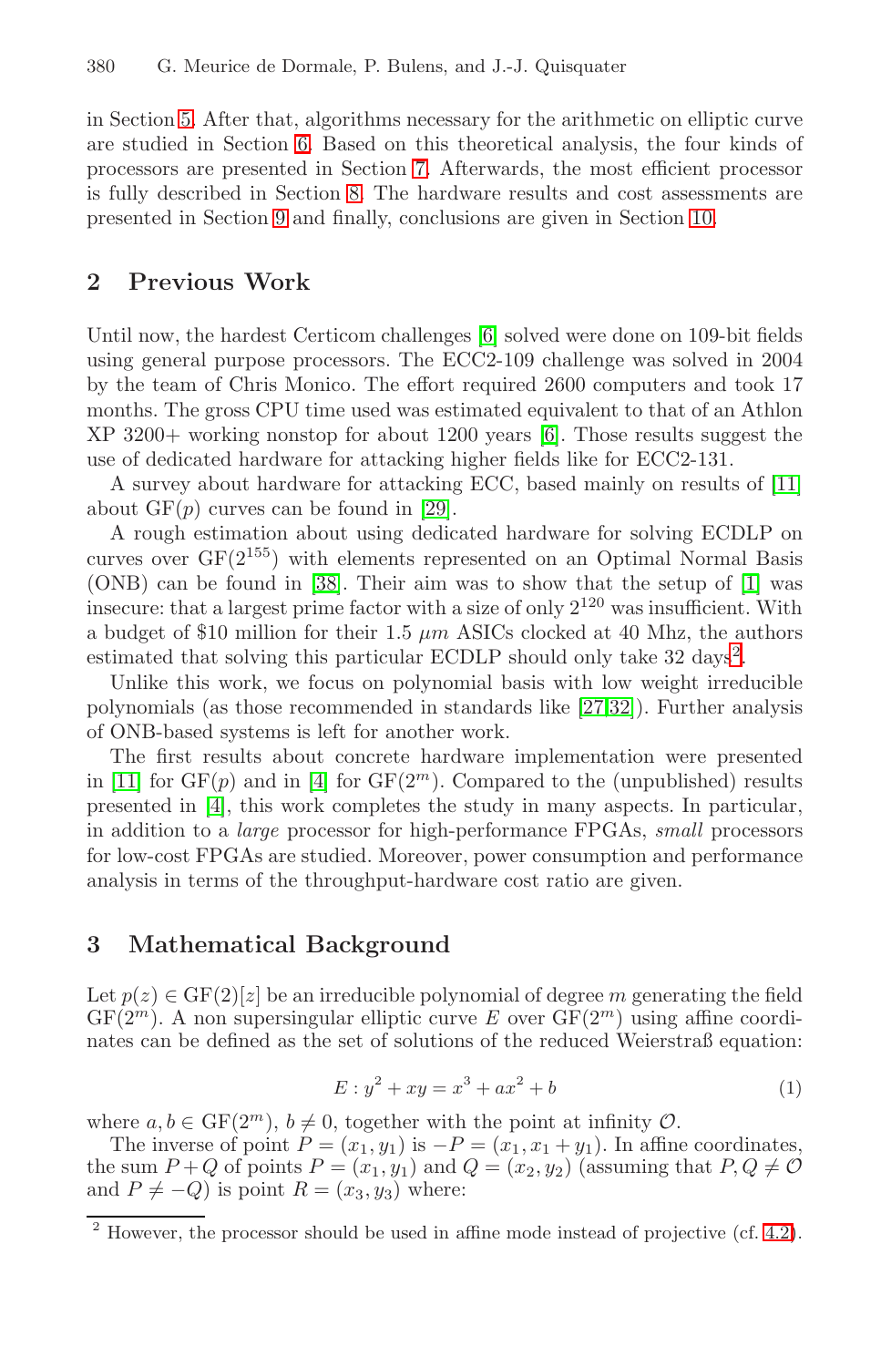in Section 5. After that, algorithms necessary for the arithmetic on elliptic curve are studied in Section 6. Based on this theoretical analysis, the four kinds of processors are presented in Section 7. Afterwards, the most efficient processor is fully described in Section 8. The hardware results and cost assessments are presented in Section 9 and finally, conclusions are given in Section 10.

## 2 Previous Work

Until now, the hardest Certicom challenges [6] solved were done on 109-bit fields using general purpose processors. The ECC2-109 challenge was solved in 2004 by the team of Chris Monico. The effort required 2600 computers and took 17 months. The gross CPU time used was estimated equivalent to that of an Athlon XP 3200+ working nonstop for about 1200 years [6]. Those results suggest the use of dedicated hardware for attacking higher fields like for ECC2-131.

A survey about hardware for attacking ECC, based mainly on results of [11] about GF($p$) curves can be found in [29].

A rough estimation about using dedicated hardware for solving ECDLP on curves over GF($2^{155}$) with elements represented on an Optimal Normal Basis (ONB) can be found in [38]. Their aim was to show that the setup of [1] was insecure: that a largest prime factor with a size of only $2^{120}$ was insufficient. With a budget of \$10 million for their 1.5 $\mu m$ ASICs clocked at 40 Mhz, the authors estimated that solving this particular ECDLP should only take 32 days[2].

Unlike this work, we focus on polynomial basis with low weight irreducible polynomials (as those recommended in standards like [27,32]). Further analysis of ONB-based systems is left for another work.

The first results about concrete hardware implementation were presented in [11] for GF($p$) and in [4] for GF($2^m$). Compared to the (unpublished) results presented in [4], this work completes the study in many aspects. In particular, in addition to a *large* processor for high-performance FPGAs, *small* processors for low-cost FPGAs are studied. Moreover, power consumption and performance analysis in terms of the throughput-hardware cost ratio are given.

## 3 Mathematical Background

Let $p(z) \in \mathrm{GF}(2)[z]$ be an irreducible polynomial of degree $m$ generating the field GF($2^m$). A non supersingular elliptic curve $E$ over GF($2^m$) using affine coordinates can be defined as the set of solutions of the reduced Weierstraß equation:

$$E : y^2 + xy = x^3 + ax^2 + b \tag{1}$$

where $a, b \in \mathrm{GF}(2^m)$, $b \neq 0$, together with the point at infinity $\mathcal{O}$.

The inverse of point $P = (x_1, y_1)$ is $-P = (x_1, x_1 + y_1)$. In affine coordinates, the sum $P + Q$ of points $P = (x_1, y_1)$ and $Q = (x_2, y_2)$ (assuming that $P, Q \neq \mathcal{O}$ and $P \neq -Q$) is point $R = (x_3, y_3)$ where:

[2] However, the processor should be used in affine mode instead of projective (cf. 4.2).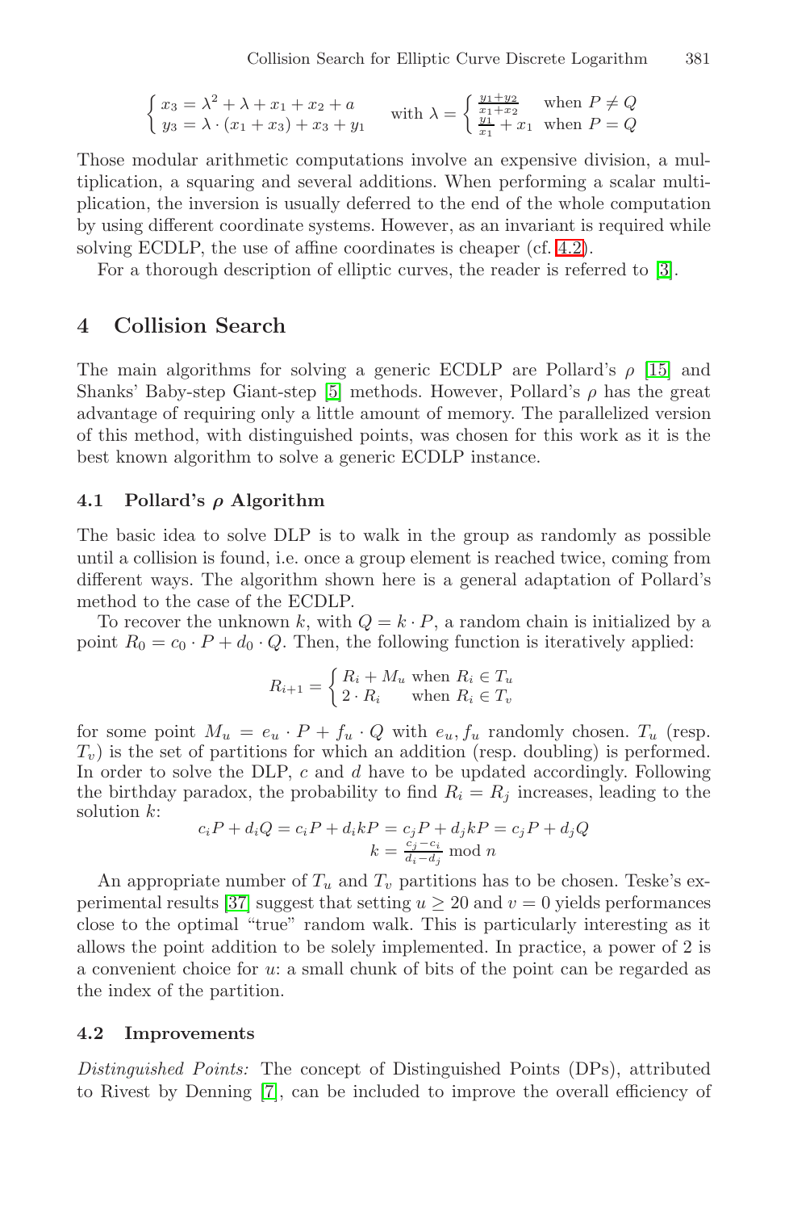$$\begin{cases} x_3 = \lambda^2 + \lambda + x_1 + x_2 + a \\ y_3 = \lambda \cdot (x_1 + x_3) + x_3 + y_1 \end{cases} \quad \text{with } \lambda = \begin{cases} \frac{y_1+y_2}{x_1+x_2} & \text{when } P \neq Q \\ \frac{y_1}{x_1} + x_1 & \text{when } P = Q \end{cases}$$

Those modular arithmetic computations involve an expensive division, a multiplication, a squaring and several additions. When performing a scalar multiplication, the inversion is usually deferred to the end of the whole computation by using different coordinate systems. However, as an invariant is required while solving ECDLP, the use of affine coordinates is cheaper (cf. 4.2).

For a thorough description of elliptic curves, the reader is referred to [3].

## 4 Collision Search

The main algorithms for solving a generic ECDLP are Pollard's $\rho$ [15] and Shanks' Baby-step Giant-step [5] methods. However, Pollard's $\rho$ has the great advantage of requiring only a little amount of memory. The parallelized version of this method, with distinguished points, was chosen for this work as it is the best known algorithm to solve a generic ECDLP instance.

### 4.1 Pollard's $\rho$ Algorithm

The basic idea to solve DLP is to walk in the group as randomly as possible until a collision is found, i.e. once a group element is reached twice, coming from different ways. The algorithm shown here is a general adaptation of Pollard's method to the case of the ECDLP.

To recover the unknown $k$, with $Q = k \cdot P$, a random chain is initialized by a point $R_0 = c_0 \cdot P + d_0 \cdot Q$. Then, the following function is iteratively applied:

$$R_{i+1} = \begin{cases} R_i + M_u & \text{when } R_i \in T_u \\ 2 \cdot R_i & \text{when } R_i \in T_v \end{cases}$$

for some point $M_u = e_u \cdot P + f_u \cdot Q$ with $e_u, f_u$ randomly chosen. $T_u$ (resp. $T_v$) is the set of partitions for which an addition (resp. doubling) is performed. In order to solve the DLP, $c$ and $d$ have to be updated accordingly. Following the birthday paradox, the probability to find $R_i = R_j$ increases, leading to the solution $k$:

$$c_iP + d_iQ = c_iP + d_ikP = c_jP + d_jkP = c_jP + d_jQ$$
$$k = \frac{c_j - c_i}{d_i - d_j} \bmod n$$

An appropriate number of $T_u$ and $T_v$ partitions has to be chosen. Teske's experimental results [37] suggest that setting $u \geq 20$ and $v = 0$ yields performances close to the optimal "true" random walk. This is particularly interesting as it allows the point addition to be solely implemented. In practice, a power of 2 is a convenient choice for $u$: a small chunk of bits of the point can be regarded as the index of the partition.

### 4.2 Improvements

*Distinguished Points:* The concept of Distinguished Points (DPs), attributed to Rivest by Denning [7], can be included to improve the overall efficiency of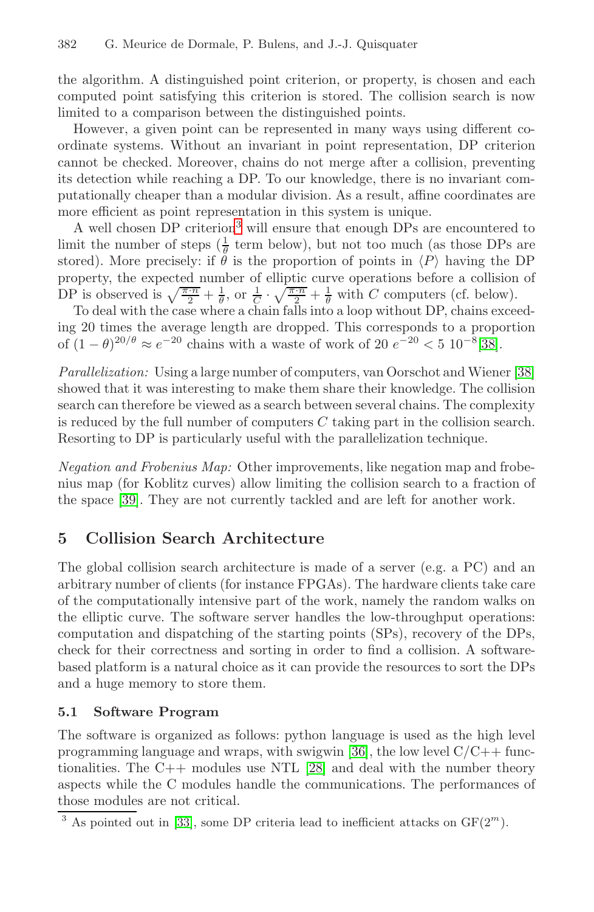the algorithm. A distinguished point criterion, or property, is chosen and each computed point satisfying this criterion is stored. The collision search is now limited to a comparison between the distinguished points.

However, a given point can be represented in many ways using different coordinate systems. Without an invariant in point representation, DP criterion cannot be checked. Moreover, chains do not merge after a collision, preventing its detection while reaching a DP. To our knowledge, there is no invariant computationally cheaper than a modular division. As a result, affine coordinates are more efficient as point representation in this system is unique.

A well chosen DP criterion[3] will ensure that enough DPs are encountered to limit the number of steps ($\frac{1}{\theta}$ term below), but not too much (as those DPs are stored). More precisely: if $\theta$ is the proportion of points in $\langle P \rangle$ having the DP property, the expected number of elliptic curve operations before a collision of DP is observed is $\sqrt{\frac{\pi \cdot n}{2}} + \frac{1}{\theta}$, or $\frac{1}{C} \cdot \sqrt{\frac{\pi \cdot n}{2}} + \frac{1}{\theta}$ with $C$ computers (cf. below).

To deal with the case where a chain falls into a loop without DP, chains exceeding 20 times the average length are dropped. This corresponds to a proportion of $(1-\theta)^{20/\theta} \approx e^{-20}$ chains with a waste of work of $20\ e^{-20} < 5\ 10^{-8}$[38].

*Parallelization:* Using a large number of computers, van Oorschot and Wiener [38] showed that it was interesting to make them share their knowledge. The collision search can therefore be viewed as a search between several chains. The complexity is reduced by the full number of computers $C$ taking part in the collision search. Resorting to DP is particularly useful with the parallelization technique.

*Negation and Frobenius Map:* Other improvements, like negation map and frobenius map (for Koblitz curves) allow limiting the collision search to a fraction of the space [39]. They are not currently tackled and are left for another work.

## 5 Collision Search Architecture

The global collision search architecture is made of a server (e.g. a PC) and an arbitrary number of clients (for instance FPGAs). The hardware clients take care of the computationally intensive part of the work, namely the random walks on the elliptic curve. The software server handles the low-throughput operations: computation and dispatching of the starting points (SPs), recovery of the DPs, check for their correctness and sorting in order to find a collision. A software-based platform is a natural choice as it can provide the resources to sort the DPs and a huge memory to store them.

### 5.1 Software Program

The software is organized as follows: python language is used as the high level programming language and wraps, with swigwin [36], the low level C/C++ functionalities. The C++ modules use NTL [28] and deal with the number theory aspects while the C modules handle the communications. The performances of those modules are not critical.

[3] As pointed out in [33], some DP criteria lead to inefficient attacks on GF($2^m$).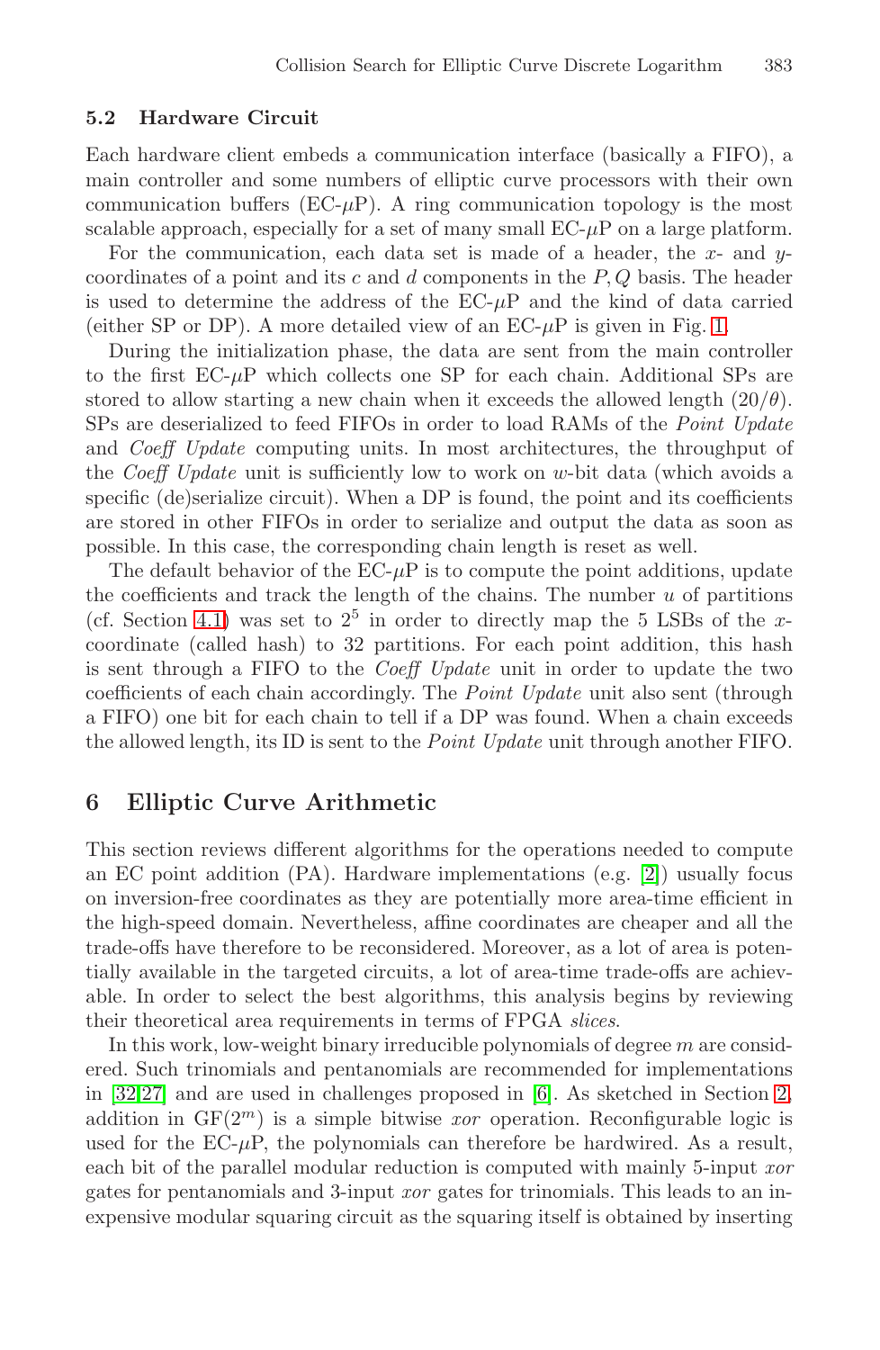### 5.2 Hardware Circuit

Each hardware client embeds a communication interface (basically a FIFO), a main controller and some numbers of elliptic curve processors with their own communication buffers (EC-$\mu$P). A ring communication topology is the most scalable approach, especially for a set of many small EC-$\mu$P on a large platform.

For the communication, each data set is made of a header, the $x$- and $y$-coordinates of a point and its $c$ and $d$ components in the $P, Q$ basis. The header is used to determine the address of the EC-$\mu$P and the kind of data carried (either SP or DP). A more detailed view of an EC-$\mu$P is given in Fig. 1.

During the initialization phase, the data are sent from the main controller to the first EC-$\mu$P which collects one SP for each chain. Additional SPs are stored to allow starting a new chain when it exceeds the allowed length $(20/\theta)$. SPs are deserialized to feed FIFOs in order to load RAMs of the *Point Update* and *Coeff Update* computing units. In most architectures, the throughput of the *Coeff Update* unit is sufficiently low to work on $w$-bit data (which avoids a specific (de)serialize circuit). When a DP is found, the point and its coefficients are stored in other FIFOs in order to serialize and output the data as soon as possible. In this case, the corresponding chain length is reset as well.

The default behavior of the EC-$\mu$P is to compute the point additions, update the coefficients and track the length of the chains. The number $u$ of partitions (cf. Section 4.1) was set to $2^5$ in order to directly map the 5 LSBs of the $x$-coordinate (called hash) to 32 partitions. For each point addition, this hash is sent through a FIFO to the *Coeff Update* unit in order to update the two coefficients of each chain accordingly. The *Point Update* unit also sent (through a FIFO) one bit for each chain to tell if a DP was found. When a chain exceeds the allowed length, its ID is sent to the *Point Update* unit through another FIFO.

## 6 Elliptic Curve Arithmetic

This section reviews different algorithms for the operations needed to compute an EC point addition (PA). Hardware implementations (e.g. [2]) usually focus on inversion-free coordinates as they are potentially more area-time efficient in the high-speed domain. Nevertheless, affine coordinates are cheaper and all the trade-offs have therefore to be reconsidered. Moreover, as a lot of area is potentially available in the targeted circuits, a lot of area-time trade-offs are achievable. In order to select the best algorithms, this analysis begins by reviewing their theoretical area requirements in terms of FPGA *slices*.

In this work, low-weight binary irreducible polynomials of degree $m$ are considered. Such trinomials and pentanomials are recommended for implementations in [32,27] and are used in challenges proposed in [6]. As sketched in Section 2, addition in GF($2^m$) is a simple bitwise *xor* operation. Reconfigurable logic is used for the EC-$\mu$P, the polynomials can therefore be hardwired. As a result, each bit of the parallel modular reduction is computed with mainly 5-input *xor* gates for pentanomials and 3-input *xor* gates for trinomials. This leads to an inexpensive modular squaring circuit as the squaring itself is obtained by inserting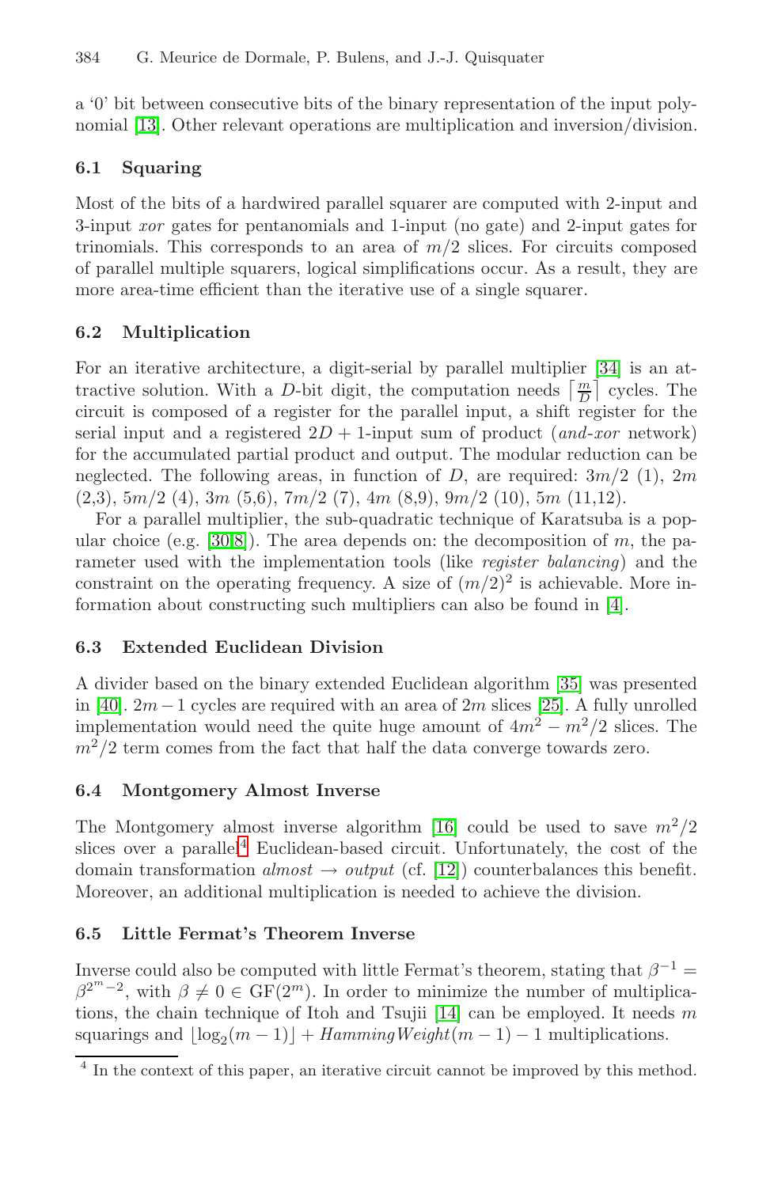a '0' bit between consecutive bits of the binary representation of the input polynomial [13]. Other relevant operations are multiplication and inversion/division.

### 6.1 Squaring

Most of the bits of a hardwired parallel squarer are computed with 2-input and 3-input *xor* gates for pentanomials and 1-input (no gate) and 2-input gates for trinomials. This corresponds to an area of $m/2$ slices. For circuits composed of parallel multiple squarers, logical simplifications occur. As a result, they are more area-time efficient than the iterative use of a single squarer.

### 6.2 Multiplication

For an iterative architecture, a digit-serial by parallel multiplier [34] is an attractive solution. With a $D$-bit digit, the computation needs $\lceil \frac{m}{D} \rceil$ cycles. The circuit is composed of a register for the parallel input, a shift register for the serial input and a registered $2D + 1$-input sum of product (*and-xor* network) for the accumulated partial product and output. The modular reduction can be neglected. The following areas, in function of $D$, are required: $3m/2$ (1), $2m$ (2,3), $5m/2$ (4), $3m$ (5,6), $7m/2$ (7), $4m$ (8,9), $9m/2$ (10), $5m$ (11,12).

For a parallel multiplier, the sub-quadratic technique of Karatsuba is a popular choice (e.g. [30,8]). The area depends on: the decomposition of $m$, the parameter used with the implementation tools (like *register balancing*) and the constraint on the operating frequency. A size of $(m/2)^2$ is achievable. More information about constructing such multipliers can also be found in [4].

### 6.3 Extended Euclidean Division

A divider based on the binary extended Euclidean algorithm [35] was presented in [40]. $2m - 1$ cycles are required with an area of $2m$ slices [25]. A fully unrolled implementation would need the quite huge amount of $4m^2 - m^2/2$ slices. The $m^2/2$ term comes from the fact that half the data converge towards zero.

### 6.4 Montgomery Almost Inverse

The Montgomery almost inverse algorithm [16] could be used to save $m^2/2$ slices over a parallel[4] Euclidean-based circuit. Unfortunately, the cost of the domain transformation *almost* $\rightarrow$ *output* (cf. [12]) counterbalances this benefit. Moreover, an additional multiplication is needed to achieve the division.

### 6.5 Little Fermat's Theorem Inverse

Inverse could also be computed with little Fermat's theorem, stating that $\beta^{-1} = \beta^{2^m - 2}$, with $\beta \neq 0 \in \mathrm{GF}(2^m)$. In order to minimize the number of multiplications, the chain technique of Itoh and Tsujii [14] can be employed. It needs $m$ squarings and $\lfloor \log_2(m-1) \rfloor + \mathit{HammingWeight}(m-1) - 1$ multiplications.

---

[4] In the context of this paper, an iterative circuit cannot be improved by this method.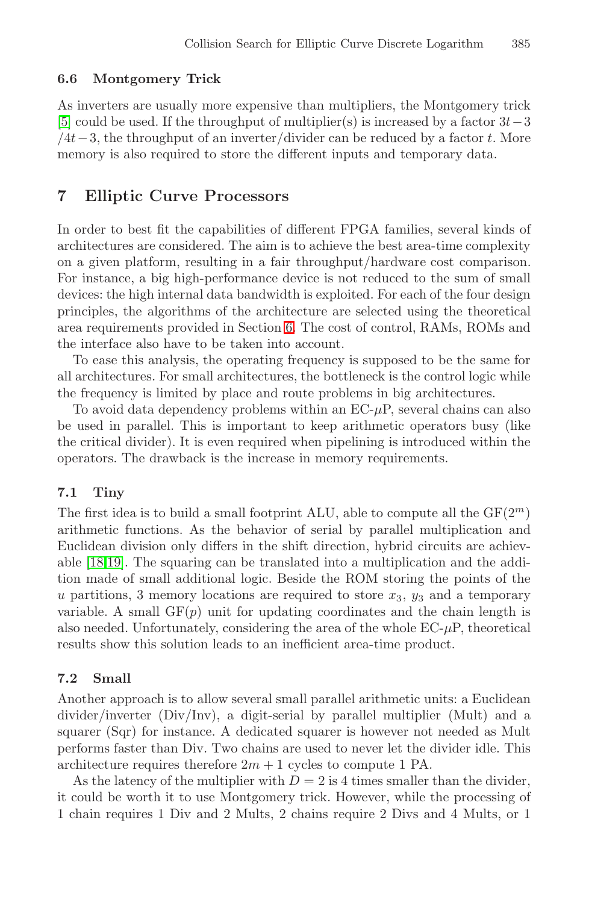### 6.6 Montgomery Trick

As inverters are usually more expensive than multipliers, the Montgomery trick [5] could be used. If the throughput of multiplier(s) is increased by a factor $3t-3$ $/4t-3$, the throughput of an inverter/divider can be reduced by a factor $t$. More memory is also required to store the different inputs and temporary data.

## 7 Elliptic Curve Processors

In order to best fit the capabilities of different FPGA families, several kinds of architectures are considered. The aim is to achieve the best area-time complexity on a given platform, resulting in a fair throughput/hardware cost comparison. For instance, a big high-performance device is not reduced to the sum of small devices: the high internal data bandwidth is exploited. For each of the four design principles, the algorithms of the architecture are selected using the theoretical area requirements provided in Section 6. The cost of control, RAMs, ROMs and the interface also have to be taken into account.

To ease this analysis, the operating frequency is supposed to be the same for all architectures. For small architectures, the bottleneck is the control logic while the frequency is limited by place and route problems in big architectures.

To avoid data dependency problems within an EC-$\mu$P, several chains can also be used in parallel. This is important to keep arithmetic operators busy (like the critical divider). It is even required when pipelining is introduced within the operators. The drawback is the increase in memory requirements.

### 7.1 Tiny

The first idea is to build a small footprint ALU, able to compute all the GF($2^m$) arithmetic functions. As the behavior of serial by parallel multiplication and Euclidean division only differs in the shift direction, hybrid circuits are achievable [18,19]. The squaring can be translated into a multiplication and the addition made of small additional logic. Beside the ROM storing the points of the $u$ partitions, 3 memory locations are required to store $x_3$, $y_3$ and a temporary variable. A small GF($p$) unit for updating coordinates and the chain length is also needed. Unfortunately, considering the area of the whole EC-$\mu$P, theoretical results show this solution leads to an inefficient area-time product.

### 7.2 Small

Another approach is to allow several small parallel arithmetic units: a Euclidean divider/inverter (Div/Inv), a digit-serial by parallel multiplier (Mult) and a squarer (Sqr) for instance. A dedicated squarer is however not needed as Mult performs faster than Div. Two chains are used to never let the divider idle. This architecture requires therefore $2m+1$ cycles to compute 1 PA.

As the latency of the multiplier with $D=2$ is 4 times smaller than the divider, it could be worth it to use Montgomery trick. However, while the processing of 1 chain requires 1 Div and 2 Mults, 2 chains require 2 Divs and 4 Mults, or 1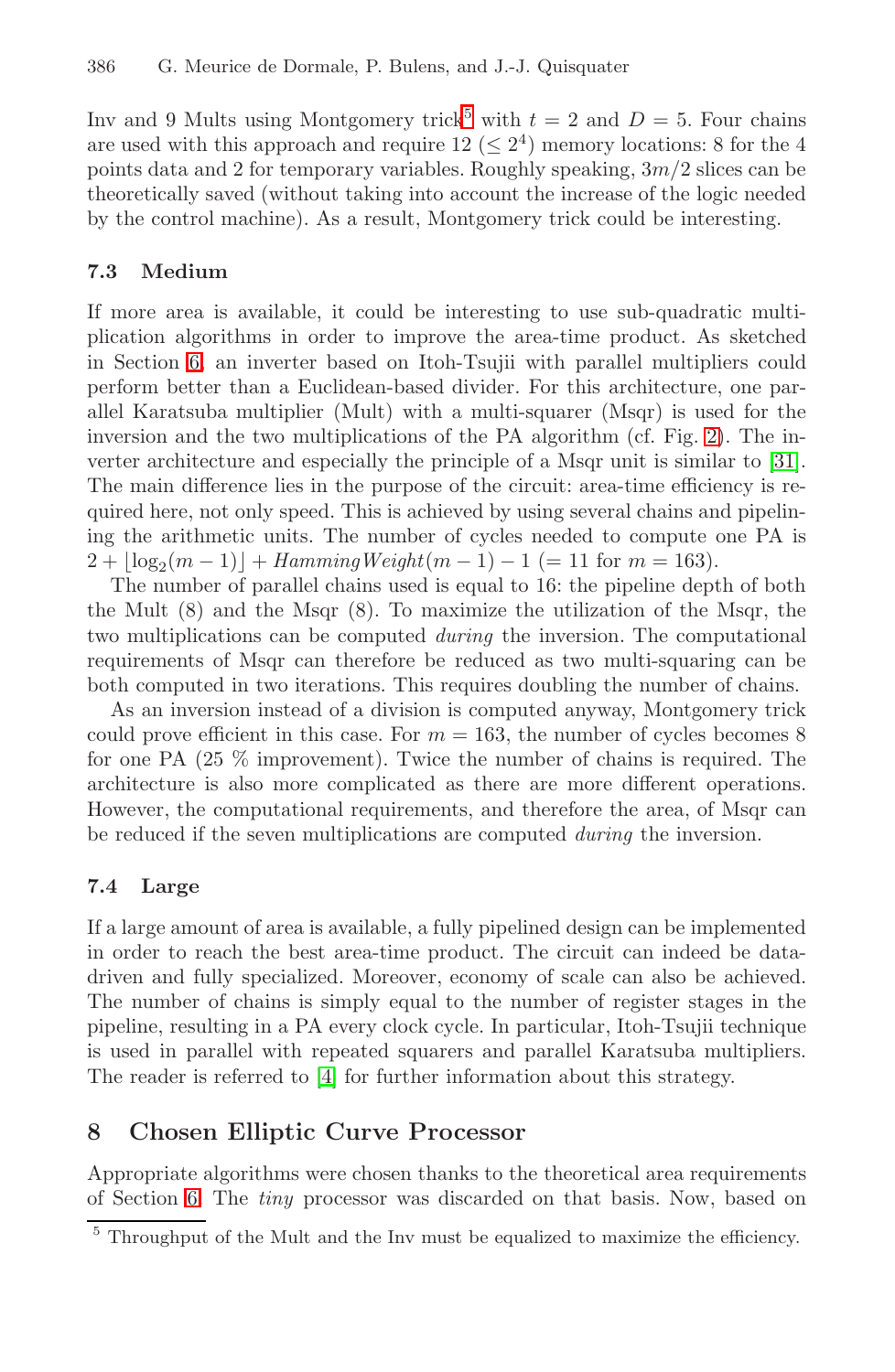Inv and 9 Mults using Montgomery trick[5] with $t = 2$ and $D = 5$. Four chains are used with this approach and require 12 ($\leq 2^4$) memory locations: 8 for the 4 points data and 2 for temporary variables. Roughly speaking, $3m/2$ slices can be theoretically saved (without taking into account the increase of the logic needed by the control machine). As a result, Montgomery trick could be interesting.

### 7.3 Medium

If more area is available, it could be interesting to use sub-quadratic multiplication algorithms in order to improve the area-time product. As sketched in Section 6, an inverter based on Itoh-Tsujii with parallel multipliers could perform better than a Euclidean-based divider. For this architecture, one parallel Karatsuba multiplier (Mult) with a multi-squarer (Msqr) is used for the inversion and the two multiplications of the PA algorithm (cf. Fig. 2). The inverter architecture and especially the principle of a Msqr unit is similar to [31]. The main difference lies in the purpose of the circuit: area-time efficiency is required here, not only speed. This is achieved by using several chains and pipelining the arithmetic units. The number of cycles needed to compute one PA is $2 + \lfloor \log_2(m-1) \rfloor + \mathit{HammingWeight}(m-1) - 1$ ($= 11$ for $m = 163$).

The number of parallel chains used is equal to 16: the pipeline depth of both the Mult (8) and the Msqr (8). To maximize the utilization of the Msqr, the two multiplications can be computed *during* the inversion. The computational requirements of Msqr can therefore be reduced as two multi-squaring can be both computed in two iterations. This requires doubling the number of chains.

As an inversion instead of a division is computed anyway, Montgomery trick could prove efficient in this case. For $m = 163$, the number of cycles becomes 8 for one PA (25 % improvement). Twice the number of chains is required. The architecture is also more complicated as there are more different operations. However, the computational requirements, and therefore the area, of Msqr can be reduced if the seven multiplications are computed *during* the inversion.

### 7.4 Large

If a large amount of area is available, a fully pipelined design can be implemented in order to reach the best area-time product. The circuit can indeed be data-driven and fully specialized. Moreover, economy of scale can also be achieved. The number of chains is simply equal to the number of register stages in the pipeline, resulting in a PA every clock cycle. In particular, Itoh-Tsujii technique is used in parallel with repeated squarers and parallel Karatsuba multipliers. The reader is referred to [4] for further information about this strategy.

## 8 Chosen Elliptic Curve Processor

Appropriate algorithms were chosen thanks to the theoretical area requirements of Section 6. The *tiny* processor was discarded on that basis. Now, based on

[5] Throughput of the Mult and the Inv must be equalized to maximize the efficiency.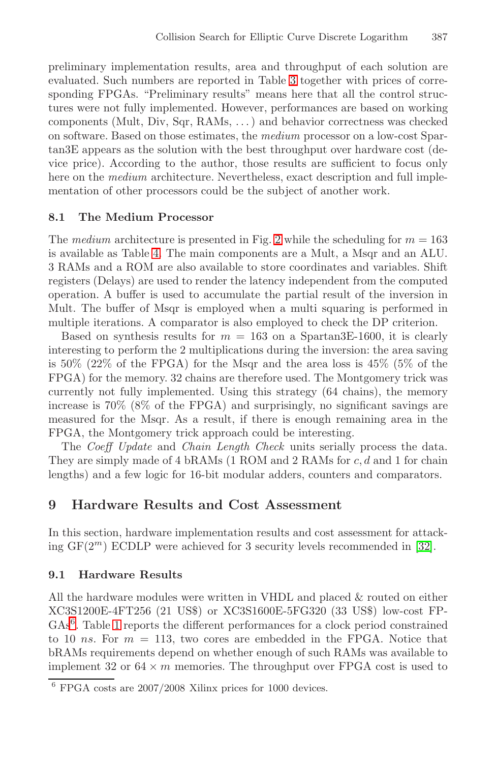preliminary implementation results, area and throughput of each solution are evaluated. Such numbers are reported in Table 3 together with prices of corresponding FPGAs. "Preliminary results" means here that all the control structures were not fully implemented. However, performances are based on working components (Mult, Div, Sqr, RAMs, ...) and behavior correctness was checked on software. Based on those estimates, the *medium* processor on a low-cost Spartan3E appears as the solution with the best throughput over hardware cost (device price). According to the author, those results are sufficient to focus only here on the *medium* architecture. Nevertheless, exact description and full implementation of other processors could be the subject of another work.

### 8.1 The Medium Processor

The *medium* architecture is presented in Fig. 2 while the scheduling for $m = 163$ is available as Table 4. The main components are a Mult, a Msqr and an ALU. 3 RAMs and a ROM are also available to store coordinates and variables. Shift registers (Delays) are used to render the latency independent from the computed operation. A buffer is used to accumulate the partial result of the inversion in Mult. The buffer of Msqr is employed when a multi squaring is performed in multiple iterations. A comparator is also employed to check the DP criterion.

Based on synthesis results for $m = 163$ on a Spartan3E-1600, it is clearly interesting to perform the 2 multiplications during the inversion: the area saving is 50% (22% of the FPGA) for the Msqr and the area loss is 45% (5% of the FPGA) for the memory. 32 chains are therefore used. The Montgomery trick was currently not fully implemented. Using this strategy (64 chains), the memory increase is 70% (8% of the FPGA) and surprisingly, no significant savings are measured for the Msqr. As a result, if there is enough remaining area in the FPGA, the Montgomery trick approach could be interesting.

The *Coeff Update* and *Chain Length Check* units serially process the data. They are simply made of 4 bRAMs (1 ROM and 2 RAMs for $c, d$ and 1 for chain lengths) and a few logic for 16-bit modular adders, counters and comparators.

## 9 Hardware Results and Cost Assessment

In this section, hardware implementation results and cost assessment for attacking GF($2^m$) ECDLP were achieved for 3 security levels recommended in [32].

### 9.1 Hardware Results

All the hardware modules were written in VHDL and placed & routed on either XC3S1200E-4FT256 (21 US$) or XC3S1600E-5FG320 (33 US$) low-cost FPGAs[6]. Table 1 reports the different performances for a clock period constrained to 10 *ns*. For $m = 113$, two cores are embedded in the FPGA. Notice that bRAMs requirements depend on whether enough of such RAMs was available to implement 32 or $64 \times m$ memories. The throughput over FPGA cost is used to

[6] FPGA costs are 2007/2008 Xilinx prices for 1000 devices.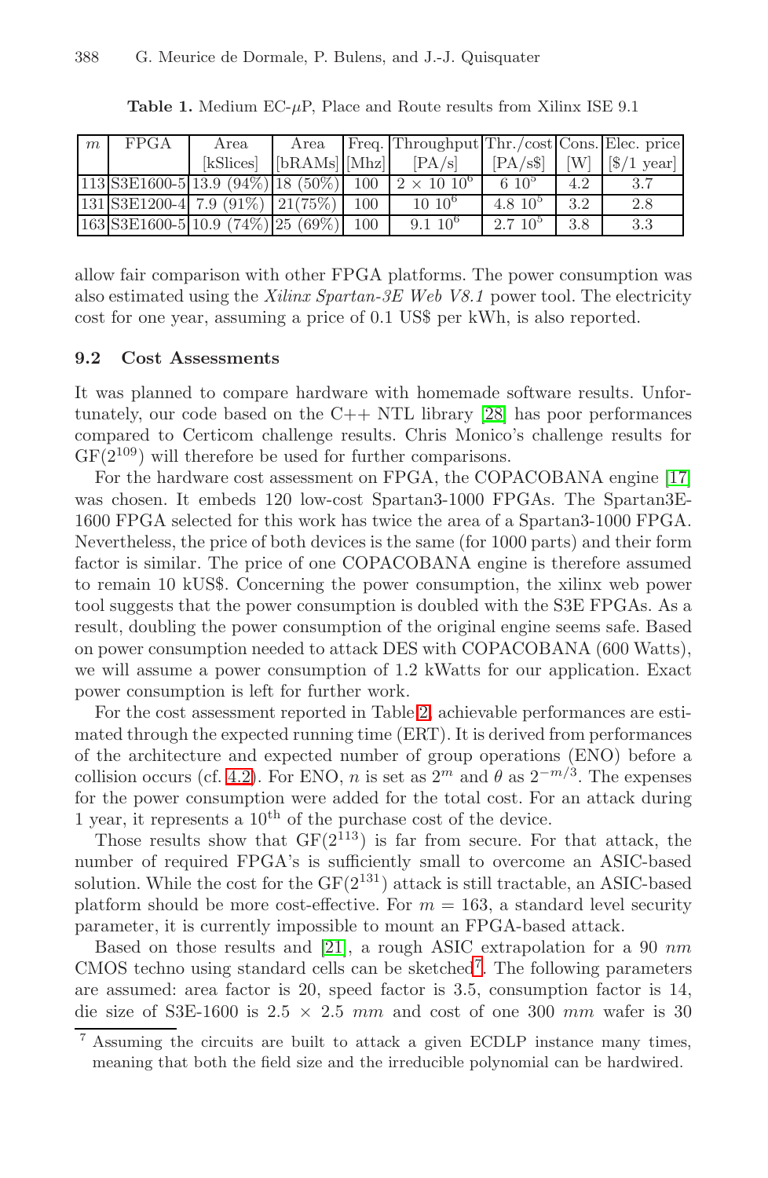**Table 1.** Medium EC-$\mu$P, Place and Route results from Xilinx ISE 9.1

| $m$ | FPGA | Area [kSlices] | Area [bRAMs] | Freq. [Mhz] | Throughput [PA/s] | Thr./cost [PA/s\$] | Cons. [W] | Elec. price [\$/1 year] |
|---|---|---|---|---|---|---|---|---|
| 113 | S3E1600-5 | 13.9 (94%) | 18 (50%) | 100 | $2 \times 10\ 10^6$ | $6\ 10^5$ | 4.2 | 3.7 |
| 131 | S3E1200-4 | 7.9 (91%) | 21(75%) | 100 | $10\ 10^6$ | $4.8\ 10^5$ | 3.2 | 2.8 |
| 163 | S3E1600-5 | 10.9 (74%) | 25 (69%) | 100 | $9.1\ 10^6$ | $2.7\ 10^5$ | 3.8 | 3.3 |

allow fair comparison with other FPGA platforms. The power consumption was also estimated using the *Xilinx Spartan-3E Web V8.1* power tool. The electricity cost for one year, assuming a price of 0.1 US$ per kWh, is also reported.

### 9.2 Cost Assessments

It was planned to compare hardware with homemade software results. Unfortunately, our code based on the C++ NTL library [28] has poor performances compared to Certicom challenge results. Chris Monico's challenge results for GF($2^{109}$) will therefore be used for further comparisons.

For the hardware cost assessment on FPGA, the COPACOBANA engine [17] was chosen. It embeds 120 low-cost Spartan3-1000 FPGAs. The Spartan3E-1600 FPGA selected for this work has twice the area of a Spartan3-1000 FPGA. Nevertheless, the price of both devices is the same (for 1000 parts) and their form factor is similar. The price of one COPACOBANA engine is therefore assumed to remain 10 kUS$. Concerning the power consumption, the xilinx web power tool suggests that the power consumption is doubled with the S3E FPGAs. As a result, doubling the power consumption of the original engine seems safe. Based on power consumption needed to attack DES with COPACOBANA (600 Watts), we will assume a power consumption of 1.2 kWatts for our application. Exact power consumption is left for further work.

For the cost assessment reported in Table 2, achievable performances are estimated through the expected running time (ERT). It is derived from performances of the architecture and expected number of group operations (ENO) before a collision occurs (cf. 4.2). For ENO, $n$ is set as $2^m$ and $\theta$ as $2^{-m/3}$. The expenses for the power consumption were added for the total cost. For an attack during 1 year, it represents a $10^{\text{th}}$ of the purchase cost of the device.

Those results show that GF($2^{113}$) is far from secure. For that attack, the number of required FPGA's is sufficiently small to overcome an ASIC-based solution. While the cost for the GF($2^{131}$) attack is still tractable, an ASIC-based platform should be more cost-effective. For $m = 163$, a standard level security parameter, it is currently impossible to mount an FPGA-based attack.

Based on those results and [21], a rough ASIC extrapolation for a 90 *nm* CMOS techno using standard cells can be sketched[7]. The following parameters are assumed: area factor is 20, speed factor is 3.5, consumption factor is 14, die size of S3E-1600 is 2.5 $\times$ 2.5 *mm* and cost of one 300 *mm* wafer is 30

[7] Assuming the circuits are built to attack a given ECDLP instance many times, meaning that both the field size and the irreducible polynomial can be hardwired.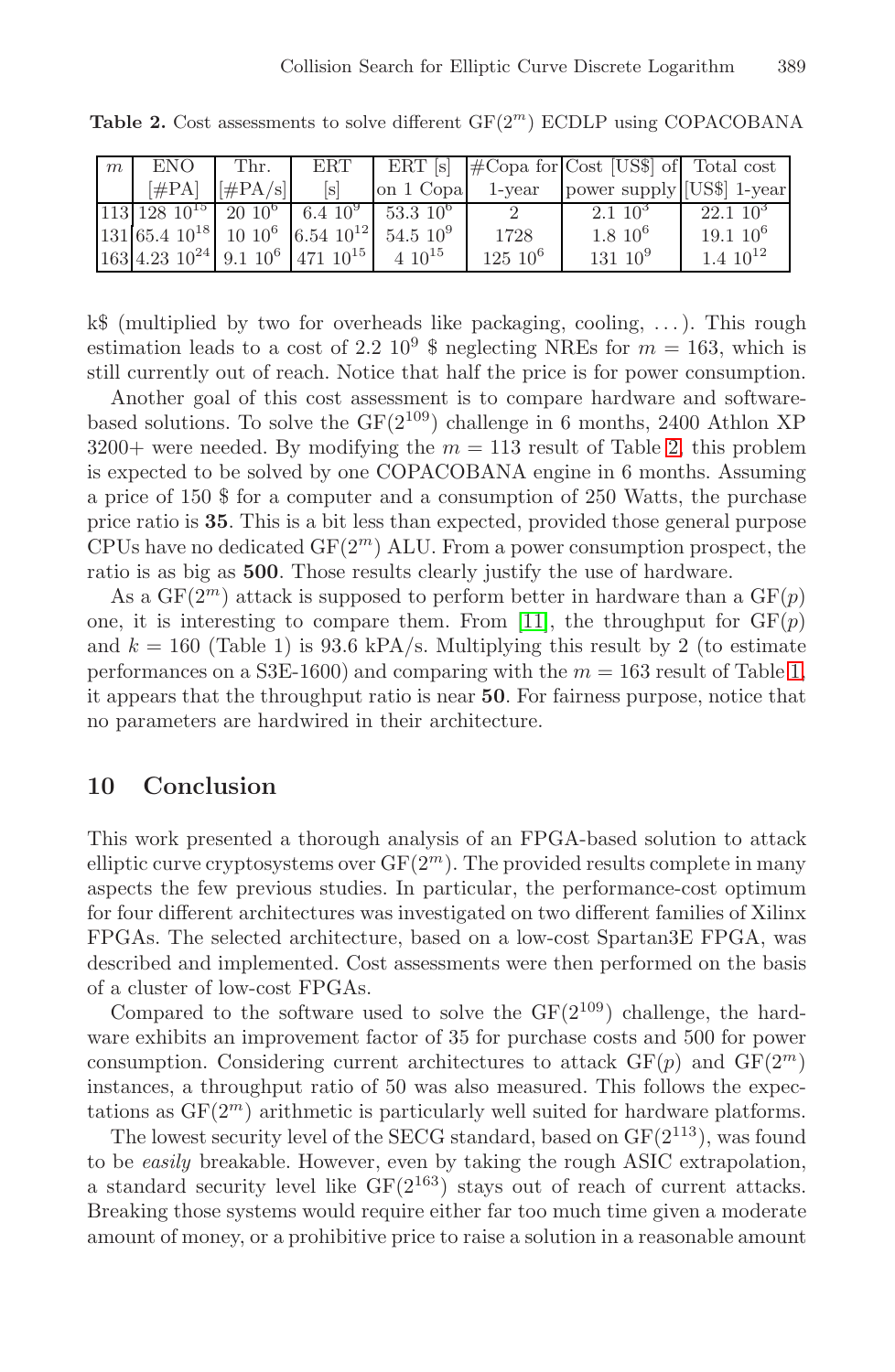**Table 2.** Cost assessments to solve different $GF(2^m)$ ECDLP using COPACOBANA

| $m$ | ENO [#PA] | Thr. [#PA/s] | ERT [s] | ERT [s] on 1 Copa | #Copa for 1-year | Cost [US$] of power supply | Total cost [US$] 1-year |
|---|---|---|---|---|---|---|---|
| 113 | $128\ 10^{15}$ | $20\ 10^{6}$ | $6.4\ 10^{9}$ | $53.3\ 10^{6}$ | 2 | $2.1\ 10^{3}$ | $22.1\ 10^{3}$ |
| 131 | $65.4\ 10^{18}$ | $10\ 10^{6}$ | $6.54\ 10^{12}$ | $54.5\ 10^{9}$ | 1728 | $1.8\ 10^{6}$ | $19.1\ 10^{6}$ |
| 163 | $4.23\ 10^{24}$ | $9.1\ 10^{6}$ | $471\ 10^{15}$ | $4\ 10^{15}$ | $125\ 10^{6}$ | $131\ 10^{9}$ | $1.4\ 10^{12}$ |

k$ (multiplied by two for overheads like packaging, cooling, ...). This rough estimation leads to a cost of $2.2\ 10^9$ $ neglecting NREs for $m = 163$, which is still currently out of reach. Notice that half the price is for power consumption.

Another goal of this cost assessment is to compare hardware and software-based solutions. To solve the $GF(2^{109})$ challenge in 6 months, 2400 Athlon XP 3200+ were needed. By modifying the $m = 113$ result of Table 2, this problem is expected to be solved by one COPACOBANA engine in 6 months. Assuming a price of 150 $ for a computer and a consumption of 250 Watts, the purchase price ratio is **35**. This is a bit less than expected, provided those general purpose CPUs have no dedicated $GF(2^m)$ ALU. From a power consumption prospect, the ratio is as big as **500**. Those results clearly justify the use of hardware.

As a $GF(2^m)$ attack is supposed to perform better in hardware than a $GF(p)$ one, it is interesting to compare them. From [11], the throughput for $GF(p)$ and $k = 160$ (Table 1) is 93.6 kPA/s. Multiplying this result by 2 (to estimate performances on a S3E-1600) and comparing with the $m = 163$ result of Table 1, it appears that the throughput ratio is near **50**. For fairness purpose, notice that no parameters are hardwired in their architecture.

## 10 Conclusion

This work presented a thorough analysis of an FPGA-based solution to attack elliptic curve cryptosystems over $GF(2^m)$. The provided results complete in many aspects the few previous studies. In particular, the performance-cost optimum for four different architectures was investigated on two different families of Xilinx FPGAs. The selected architecture, based on a low-cost Spartan3E FPGA, was described and implemented. Cost assessments were then performed on the basis of a cluster of low-cost FPGAs.

Compared to the software used to solve the $GF(2^{109})$ challenge, the hardware exhibits an improvement factor of 35 for purchase costs and 500 for power consumption. Considering current architectures to attack $GF(p)$ and $GF(2^m)$ instances, a throughput ratio of 50 was also measured. This follows the expectations as $GF(2^m)$ arithmetic is particularly well suited for hardware platforms.

The lowest security level of the SECG standard, based on $GF(2^{113})$, was found to be *easily* breakable. However, even by taking the rough ASIC extrapolation, a standard security level like $GF(2^{163})$ stays out of reach of current attacks. Breaking those systems would require either far too much time given a moderate amount of money, or a prohibitive price to raise a solution in a reasonable amount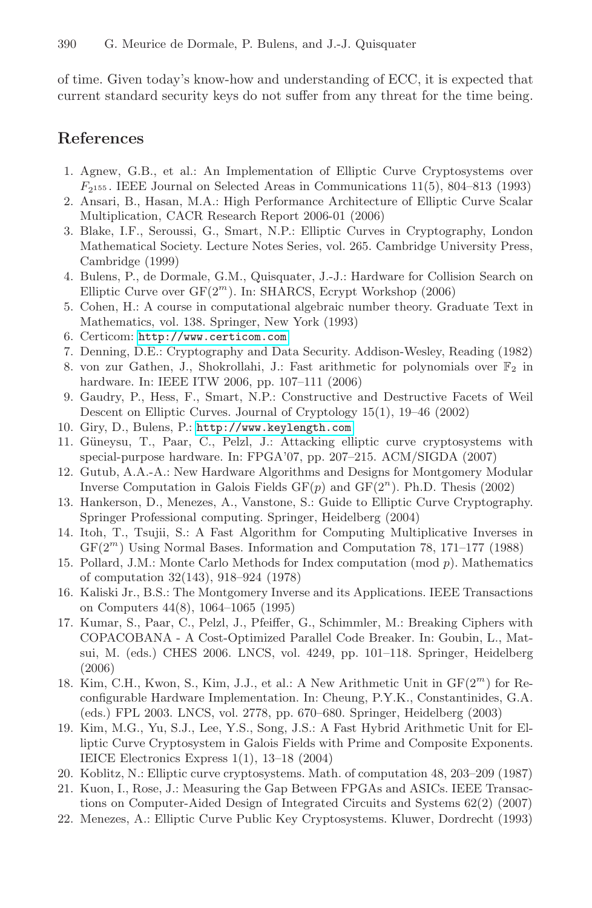of time. Given today's know-how and understanding of ECC, it is expected that current standard security keys do not suffer from any threat for the time being.

## References

1. Agnew, G.B., et al.: An Implementation of Elliptic Curve Cryptosystems over $F_{2^{155}}$. IEEE Journal on Selected Areas in Communications 11(5), 804–813 (1993)
2. Ansari, B., Hasan, M.A.: High Performance Architecture of Elliptic Curve Scalar Multiplication, CACR Research Report 2006-01 (2006)
3. Blake, I.F., Seroussi, G., Smart, N.P.: Elliptic Curves in Cryptography, London Mathematical Society. Lecture Notes Series, vol. 265. Cambridge University Press, Cambridge (1999)
4. Bulens, P., de Dormale, G.M., Quisquater, J.-J.: Hardware for Collision Search on Elliptic Curve over GF($2^m$). In: SHARCS, Ecrypt Workshop (2006)
5. Cohen, H.: A course in computational algebraic number theory. Graduate Text in Mathematics, vol. 138. Springer, New York (1993)
6. Certicom: http://www.certicom.com
7. Denning, D.E.: Cryptography and Data Security. Addison-Wesley, Reading (1982)
8. von zur Gathen, J., Shokrollahi, J.: Fast arithmetic for polynomials over $\mathbb{F}_2$ in hardware. In: IEEE ITW 2006, pp. 107–111 (2006)
9. Gaudry, P., Hess, F., Smart, N.P.: Constructive and Destructive Facets of Weil Descent on Elliptic Curves. Journal of Cryptology 15(1), 19–46 (2002)
10. Giry, D., Bulens, P.: http://www.keylength.com
11. Güneysu, T., Paar, C., Pelzl, J.: Attacking elliptic curve cryptosystems with special-purpose hardware. In: FPGA'07, pp. 207–215. ACM/SIGDA (2007)
12. Gutub, A.A.-A.: New Hardware Algorithms and Designs for Montgomery Modular Inverse Computation in Galois Fields GF($p$) and GF($2^n$). Ph.D. Thesis (2002)
13. Hankerson, D., Menezes, A., Vanstone, S.: Guide to Elliptic Curve Cryptography. Springer Professional computing. Springer, Heidelberg (2004)
14. Itoh, T., Tsujii, S.: A Fast Algorithm for Computing Multiplicative Inverses in GF($2^m$) Using Normal Bases. Information and Computation 78, 171–177 (1988)
15. Pollard, J.M.: Monte Carlo Methods for Index computation (mod $p$). Mathematics of computation 32(143), 918–924 (1978)
16. Kaliski Jr., B.S.: The Montgomery Inverse and its Applications. IEEE Transactions on Computers 44(8), 1064–1065 (1995)
17. Kumar, S., Paar, C., Pelzl, J., Pfeiffer, G., Schimmler, M.: Breaking Ciphers with COPACOBANA - A Cost-Optimized Parallel Code Breaker. In: Goubin, L., Matsui, M. (eds.) CHES 2006. LNCS, vol. 4249, pp. 101–118. Springer, Heidelberg (2006)
18. Kim, C.H., Kwon, S., Kim, J.J., et al.: A New Arithmetic Unit in GF($2^m$) for Reconfigurable Hardware Implementation. In: Cheung, P.Y.K., Constantinides, G.A. (eds.) FPL 2003. LNCS, vol. 2778, pp. 670–680. Springer, Heidelberg (2003)
19. Kim, M.G., Yu, S.J., Lee, Y.S., Song, J.S.: A Fast Hybrid Arithmetic Unit for Elliptic Curve Cryptosystem in Galois Fields with Prime and Composite Exponents. IEICE Electronics Express 1(1), 13–18 (2004)
20. Koblitz, N.: Elliptic curve cryptosystems. Math. of computation 48, 203–209 (1987)
21. Kuon, I., Rose, J.: Measuring the Gap Between FPGAs and ASICs. IEEE Transactions on Computer-Aided Design of Integrated Circuits and Systems 62(2) (2007)
22. Menezes, A.: Elliptic Curve Public Key Cryptosystems. Kluwer, Dordrecht (1993)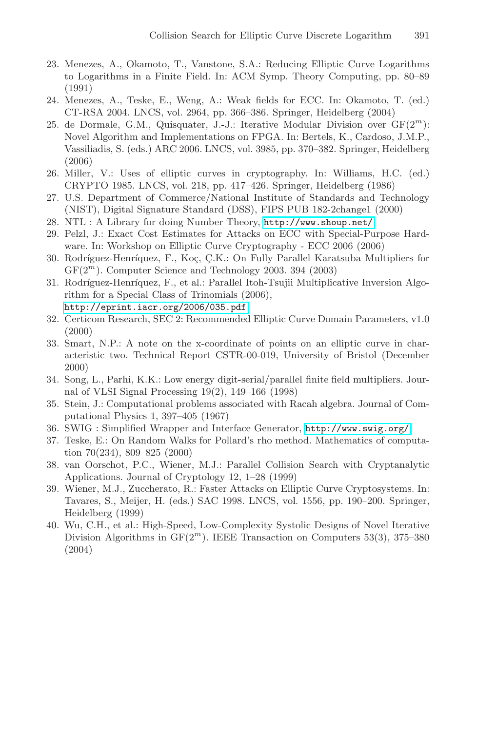23. Menezes, A., Okamoto, T., Vanstone, S.A.: Reducing Elliptic Curve Logarithms to Logarithms in a Finite Field. In: ACM Symp. Theory Computing, pp. 80–89 (1991)
24. Menezes, A., Teske, E., Weng, A.: Weak fields for ECC. In: Okamoto, T. (ed.) CT-RSA 2004. LNCS, vol. 2964, pp. 366–386. Springer, Heidelberg (2004)
25. de Dormale, G.M., Quisquater, J.-J.: Iterative Modular Division over $GF(2^m)$: Novel Algorithm and Implementations on FPGA. In: Bertels, K., Cardoso, J.M.P., Vassiliadis, S. (eds.) ARC 2006. LNCS, vol. 3985, pp. 370–382. Springer, Heidelberg (2006)
26. Miller, V.: Uses of elliptic curves in cryptography. In: Williams, H.C. (ed.) CRYPTO 1985. LNCS, vol. 218, pp. 417–426. Springer, Heidelberg (1986)
27. U.S. Department of Commerce/National Institute of Standards and Technology (NIST), Digital Signature Standard (DSS), FIPS PUB 182-2change1 (2000)
28. NTL : A Library for doing Number Theory, http://www.shoup.net/
29. Pelzl, J.: Exact Cost Estimates for Attacks on ECC with Special-Purpose Hardware. In: Workshop on Elliptic Curve Cryptography - ECC 2006 (2006)
30. Rodríguez-Henríquez, F., Koç, Ç.K.: On Fully Parallel Karatsuba Multipliers for $GF(2^m)$. Computer Science and Technology 2003. 394 (2003)
31. Rodríguez-Henríquez, F., et al.: Parallel Itoh-Tsujii Multiplicative Inversion Algorithm for a Special Class of Trinomials (2006), http://eprint.iacr.org/2006/035.pdf
32. Certicom Research, SEC 2: Recommended Elliptic Curve Domain Parameters, v1.0 (2000)
33. Smart, N.P.: A note on the x-coordinate of points on an elliptic curve in characteristic two. Technical Report CSTR-00-019, University of Bristol (December 2000)
34. Song, L., Parhi, K.K.: Low energy digit-serial/parallel finite field multipliers. Journal of VLSI Signal Processing 19(2), 149–166 (1998)
35. Stein, J.: Computational problems associated with Racah algebra. Journal of Computational Physics 1, 397–405 (1967)
36. SWIG : Simplified Wrapper and Interface Generator, http://www.swig.org/
37. Teske, E.: On Random Walks for Pollard's rho method. Mathematics of computation 70(234), 809–825 (2000)
38. van Oorschot, P.C., Wiener, M.J.: Parallel Collision Search with Cryptanalytic Applications. Journal of Cryptology 12, 1–28 (1999)
39. Wiener, M.J., Zuccherato, R.: Faster Attacks on Elliptic Curve Cryptosystems. In: Tavares, S., Meijer, H. (eds.) SAC 1998. LNCS, vol. 1556, pp. 190–200. Springer, Heidelberg (1999)
40. Wu, C.H., et al.: High-Speed, Low-Complexity Systolic Designs of Novel Iterative Division Algorithms in $GF(2^m)$. IEEE Transaction on Computers 53(3), 375–380 (2004)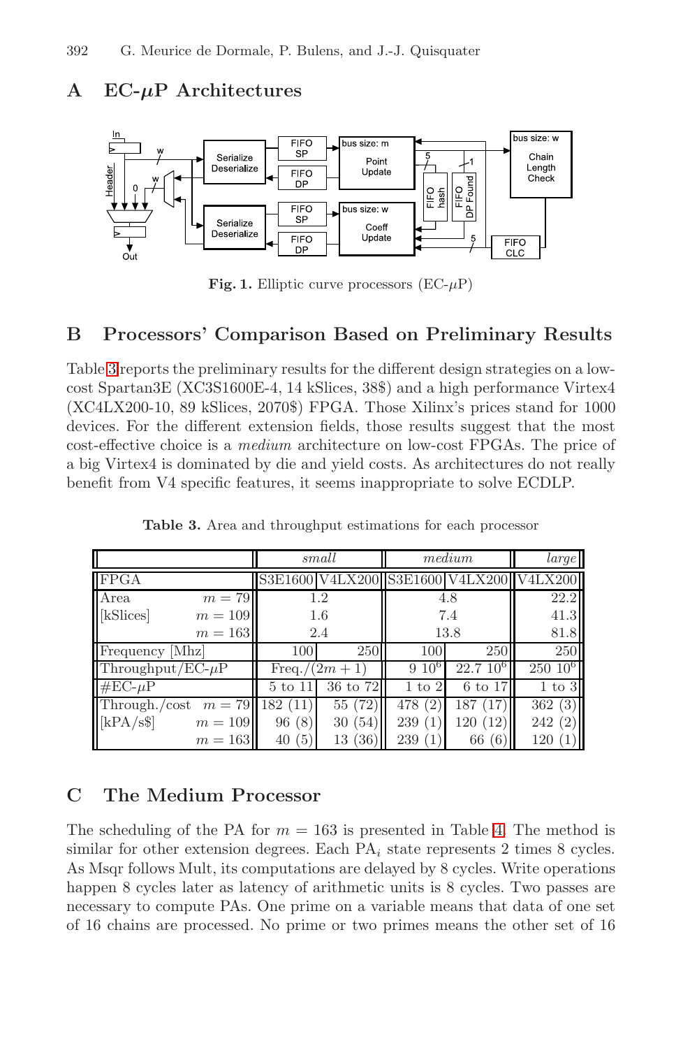## A EC-$\mu$P Architectures

**Fig. 1.** Elliptic curve processors (EC-$\mu$P)

## B Processors' Comparison Based on Preliminary Results

Table 3 reports the preliminary results for the different design strategies on a low-cost Spartan3E (XC3S1600E-4, 14 kSlices, 38$) and a high performance Virtex4 (XC4LX200-10, 89 kSlices, 2070$) FPGA. Those Xilinx's prices stand for 1000 devices. For the different extension fields, those results suggest that the most cost-effective choice is a *medium* architecture on low-cost FPGAs. The price of a big Virtex4 is dominated by die and yield costs. As architectures do not really benefit from V4 specific features, it seems inappropriate to solve ECDLP.

**Table 3.** Area and throughput estimations for each processor

| | | *small* | | *medium* | | *large* |
|---|---|---|---|---|---|---|
| FPGA | | S3E1600 | V4LX200 | S3E1600 | V4LX200 | V4LX200 |
| Area | $m = 79$ | 1.2 | | 4.8 | | 22.2 |
| [kSlices] | $m = 109$ | 1.6 | | 7.4 | | 41.3 |
| | $m = 163$ | 2.4 | | 13.8 | | 81.8 |
| Frequency [Mhz] | | 100 | 250 | 100 | 250 | 250 |
| Throughput/EC-$\mu$P | | Freq./$(2m+1)$ | | $9\ 10^6$ | $22.7\ 10^6$ | $250\ 10^6$ |
| #EC-$\mu$P | | 5 to 11 | 36 to 72 | 1 to 2 | 6 to 17 | 1 to 3 |
| Through./cost | $m = 79$ | 182 (11) | 55 (72) | 478 (2) | 187 (17) | 362 (3) |
| [kPA/s$] | $m = 109$ | 96 (8) | 30 (54) | 239 (1) | 120 (12) | 242 (2) |
| | $m = 163$ | 40 (5) | 13 (36) | 239 (1) | 66 (6) | 120 (1) |

## C The Medium Processor

The scheduling of the PA for $m = 163$ is presented in Table 4. The method is similar for other extension degrees. Each PA$_i$ state represents 2 times 8 cycles. As Msqr follows Mult, its computations are delayed by 8 cycles. Write operations happen 8 cycles later as latency of arithmetic units is 8 cycles. Two passes are necessary to compute PAs. One prime on a variable means that data of one set of 16 chains are processed. No prime or two primes means the other set of 16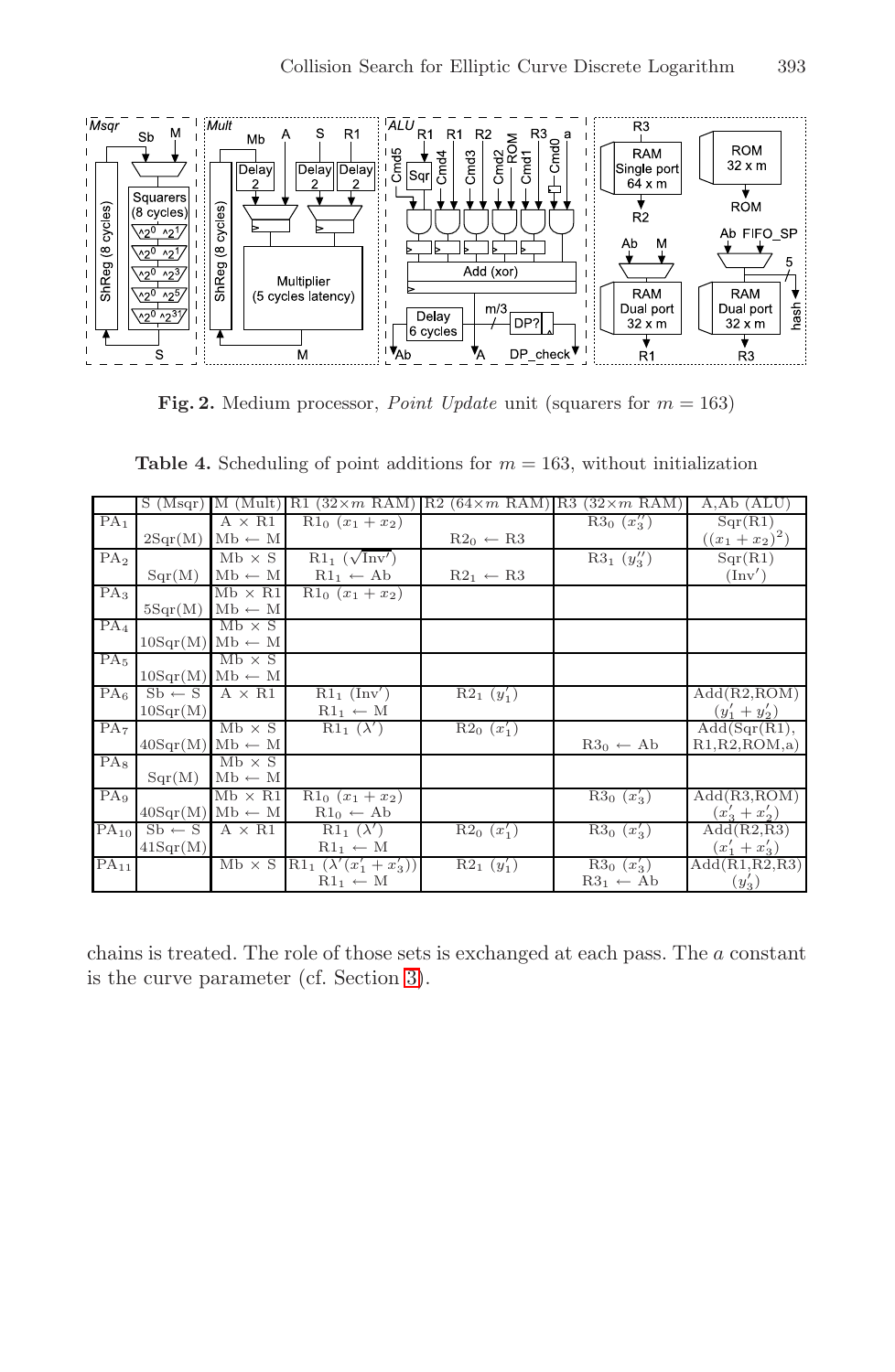**Fig. 2.** Medium processor, *Point Update* unit (squarers for $m = 163$)

**Table 4.** Scheduling of point additions for $m = 163$, without initialization

| | S (Msqr) | M (Mult) | R1 ($32{\times}m$ RAM) | R2 ($64{\times}m$ RAM) | R3 ($32{\times}m$ RAM) | A,Ab (ALU) |
|---|---|---|---|---|---|---|
| $PA_1$ | 2Sqr(M) | A × R1<br>Mb ← M | $R1_0$ $(x_1 + x_2)$ | $R2_0$ ← R3 | $R3_0$ $(x_3'')$ | Sqr(R1)<br>$((x_1 + x_2)^2)$ |
| $PA_2$ | Sqr(M) | Mb × S<br>Mb ← M | $R1_1$ $(\sqrt{\text{Inv}'})$<br>$R1_1$ ← Ab | $R2_1$ ← R3 | $R3_1$ $(y_3'')$ | Sqr(R1)<br>$(\text{Inv}')$ |
| $PA_3$ | 5Sqr(M) | Mb × R1<br>Mb ← M | $R1_0$ $(x_1 + x_2)$ | | | |
| $PA_4$ | 10Sqr(M) | Mb × S<br>Mb ← M | | | | |
| $PA_5$ | 10Sqr(M) | Mb × S<br>Mb ← M | | | | |
| $PA_6$ | Sb ← S<br>10Sqr(M) | A × R1 | $R1_1$ $(\text{Inv}')$<br>$R1_1$ ← M | $R2_1$ $(y_1')$ | | Add(R2,ROM)<br>$(y_1' + y_2')$ |
| $PA_7$ | 40Sqr(M) | Mb × S<br>Mb ← M | $R1_1$ $(\lambda')$ | $R2_0$ $(x_1')$ | $R3_0$ ← Ab | Add(Sqr(R1),<br>R1,R2,ROM,a) |
| $PA_8$ | Sqr(M) | Mb × S<br>Mb ← M | | | | |
| $PA_9$ | 40Sqr(M) | Mb × R1<br>Mb ← M | $R1_0$ $(x_1 + x_2)$<br>$R1_0$ ← Ab | | $R3_0$ $(x_3')$ | Add(R3,ROM)<br>$(x_3' + x_2')$ |
| $PA_{10}$ | Sb ← S<br>41Sqr(M) | A × R1 | $R1_1$ $(\lambda')$<br>$R1_1$ ← M | $R2_0$ $(x_1')$ | $R3_0$ $(x_3')$ | Add(R2,R3)<br>$(x_1' + x_3')$ |
| $PA_{11}$ | | Mb × S | $R1_1$ $(\lambda'(x_1' + x_3'))$<br>$R1_1$ ← M | $R2_1$ $(y_1')$ | $R3_0$ $(x_3')$<br>$R3_1$ ← Ab | Add(R1,R2,R3)<br>$(y_3')$ |

chains is treated. The role of those sets is exchanged at each pass. The $a$ constant is the curve parameter (cf. Section 3).